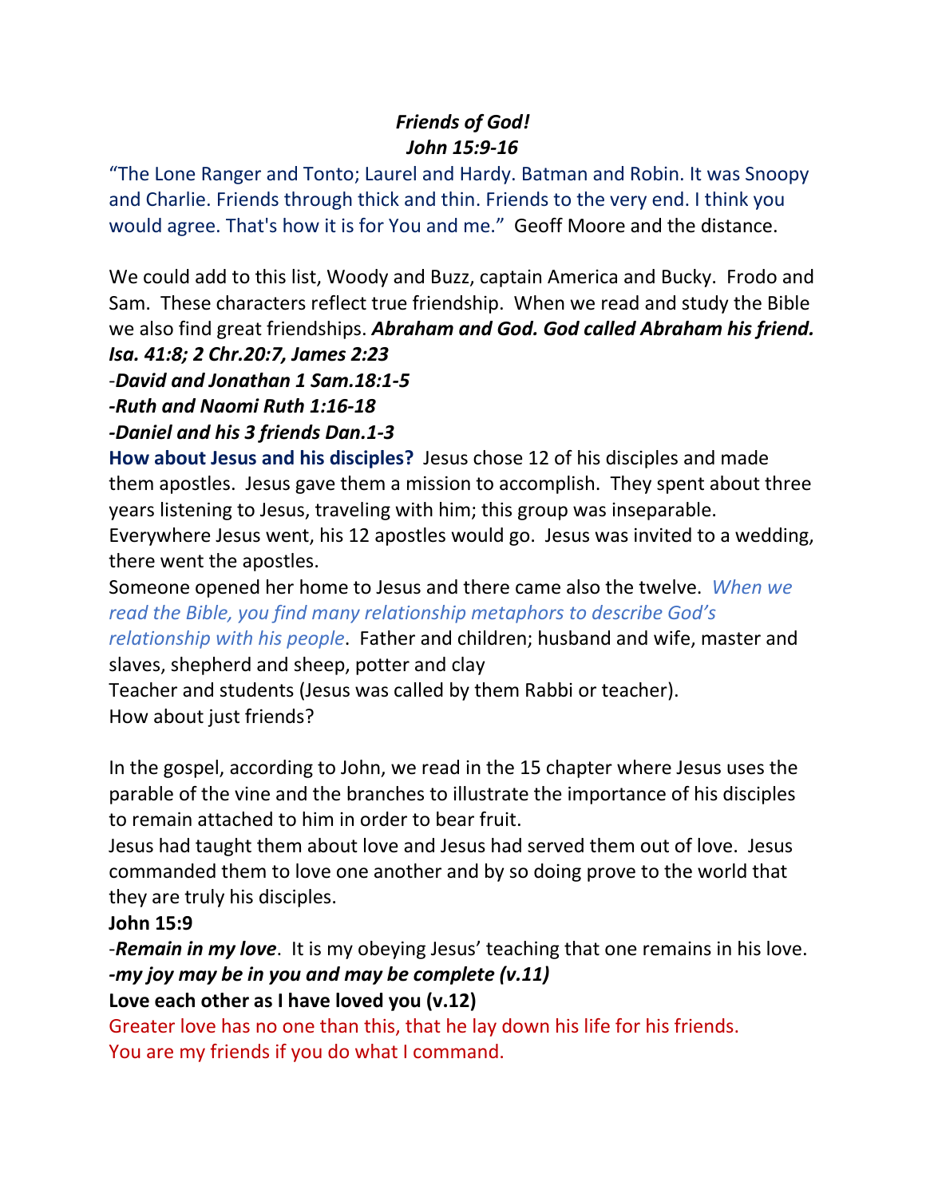***Friends of God!***
***John 15:9-16***

"The Lone Ranger and Tonto; Laurel and Hardy. Batman and Robin. It was Snoopy and Charlie. Friends through thick and thin. Friends to the very end. I think you would agree. That's how it is for You and me." Geoff Moore and the distance.

We could add to this list, Woody and Buzz, captain America and Bucky. Frodo and Sam. These characters reflect true friendship. When we read and study the Bible we also find great friendships. ***Abraham and God. God called Abraham his friend. Isa. 41:8; 2 Chr.20:7, James 2:23***

-***David and Jonathan 1 Sam.18:1-5***

***-Ruth and Naomi Ruth 1:16-18***

***-Daniel and his 3 friends Dan.1-3***

**How about Jesus and his disciples?** Jesus chose 12 of his disciples and made them apostles. Jesus gave them a mission to accomplish. They spent about three years listening to Jesus, traveling with him; this group was inseparable. Everywhere Jesus went, his 12 apostles would go. Jesus was invited to a wedding, there went the apostles.

Someone opened her home to Jesus and there came also the twelve. *When we read the Bible, you find many relationship metaphors to describe God's relationship with his people*. Father and children; husband and wife, master and slaves, shepherd and sheep, potter and clay

Teacher and students (Jesus was called by them Rabbi or teacher).

How about just friends?

In the gospel, according to John, we read in the 15 chapter where Jesus uses the parable of the vine and the branches to illustrate the importance of his disciples to remain attached to him in order to bear fruit.

Jesus had taught them about love and Jesus had served them out of love. Jesus commanded them to love one another and by so doing prove to the world that they are truly his disciples.

**John 15:9**

-***Remain in my love***. It is my obeying Jesus' teaching that one remains in his love.

***-my joy may be in you and may be complete (v.11)***

**Love each other as I have loved you (v.12)**

Greater love has no one than this, that he lay down his life for his friends.

You are my friends if you do what I command.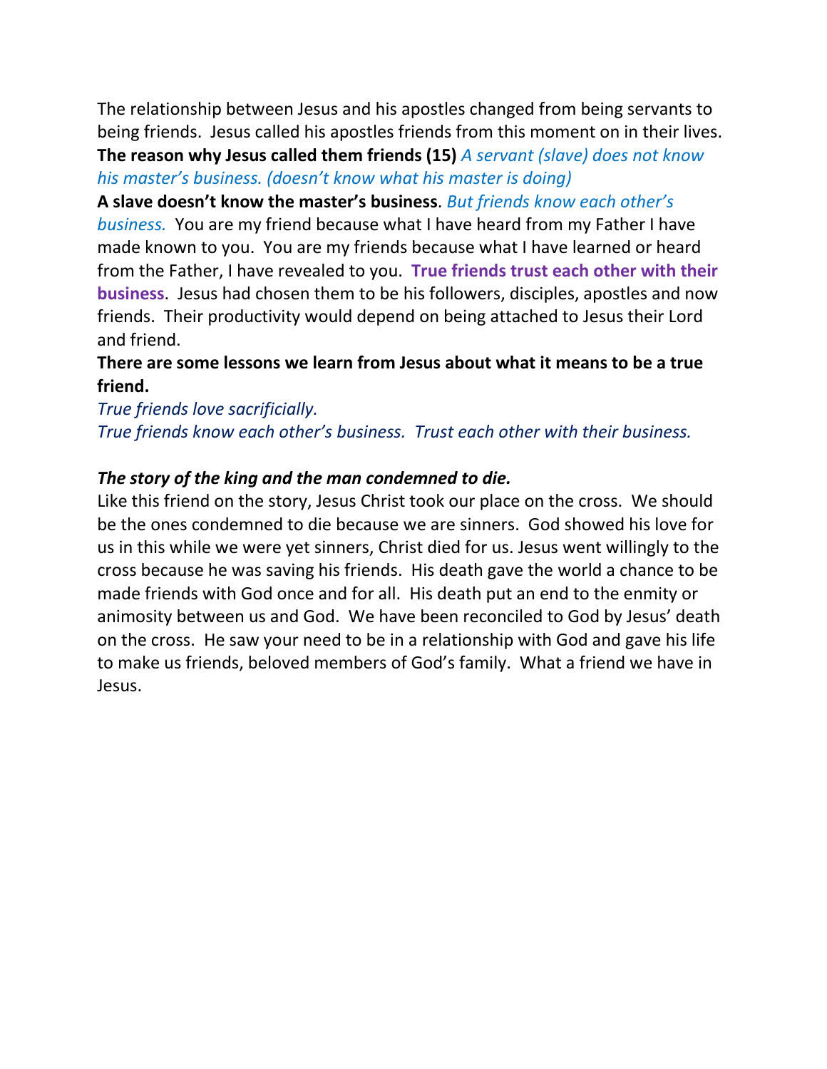The relationship between Jesus and his apostles changed from being servants to being friends. Jesus called his apostles friends from this moment on in their lives. **The reason why Jesus called them friends (15)** *A servant (slave) does not know his master's business. (doesn't know what his master is doing)*

**A slave doesn't know the master's business**. *But friends know each other's business.* You are my friend because what I have heard from my Father I have made known to you. You are my friends because what I have learned or heard from the Father, I have revealed to you. **True friends trust each other with their business**. Jesus had chosen them to be his followers, disciples, apostles and now friends. Their productivity would depend on being attached to Jesus their Lord and friend.

**There are some lessons we learn from Jesus about what it means to be a true friend.**

*True friends love sacrificially.*

*True friends know each other's business. Trust each other with their business.*

***The story of the king and the man condemned to die.***

Like this friend on the story, Jesus Christ took our place on the cross. We should be the ones condemned to die because we are sinners. God showed his love for us in this while we were yet sinners, Christ died for us. Jesus went willingly to the cross because he was saving his friends. His death gave the world a chance to be made friends with God once and for all. His death put an end to the enmity or animosity between us and God. We have been reconciled to God by Jesus' death on the cross. He saw your need to be in a relationship with God and gave his life to make us friends, beloved members of God's family. What a friend we have in Jesus.